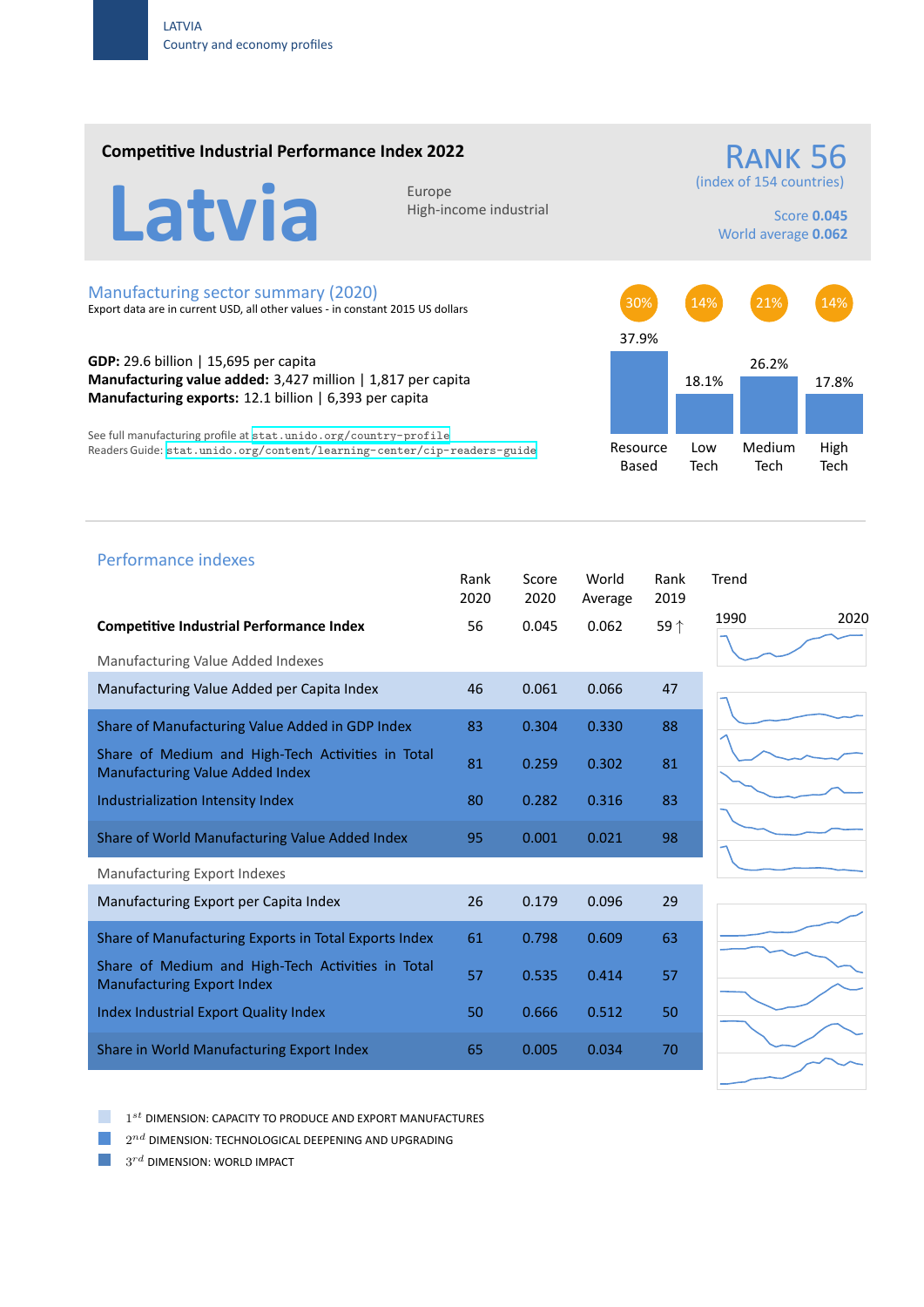LATVIA
Country and economy profiles

## Competitive Industrial Performance Index 2022

# Latvia

Europe
High-income industrial

**RANK 56**
(index of 154 countries)

Score **0.045**
World average **0.062**

## Manufacturing sector summary (2020)

Export data are in current USD, all other values - in constant 2015 US dollars

**GDP:** 29.6 billion | 15,695 per capita
**Manufacturing value added:** 3,427 million | 1,817 per capita
**Manufacturing exports:** 12.1 billion | 6,393 per capita

See full manufacturing profile at stat.unido.org/country-profile
Readers Guide: stat.unido.org/content/learning-center/cip-readers-guide

| | Resource Based | Low Tech | Medium Tech | High Tech |
|---|---|---|---|---|
| | 30% | 14% | 21% | 14% |
| | 37.9% | 18.1% | 26.2% | 17.8% |

## Performance indexes

| | Rank 2020 | Score 2020 | World Average | Rank 2019 | Trend 1990–2020 |
|---|---|---|---|---|---|
| **Competitive Industrial Performance Index** | 56 | 0.045 | 0.062 | 59 ↑ | |
| *Manufacturing Value Added Indexes* | | | | | |
| Manufacturing Value Added per Capita Index | 46 | 0.061 | 0.066 | 47 | |
| Share of Manufacturing Value Added in GDP Index | 83 | 0.304 | 0.330 | 88 | |
| Share of Medium and High-Tech Activities in Total Manufacturing Value Added Index | 81 | 0.259 | 0.302 | 81 | |
| Industrialization Intensity Index | 80 | 0.282 | 0.316 | 83 | |
| Share of World Manufacturing Value Added Index | 95 | 0.001 | 0.021 | 98 | |
| *Manufacturing Export Indexes* | | | | | |
| Manufacturing Export per Capita Index | 26 | 0.179 | 0.096 | 29 | |
| Share of Manufacturing Exports in Total Exports Index | 61 | 0.798 | 0.609 | 63 | |
| Share of Medium and High-Tech Activities in Total Manufacturing Export Index | 57 | 0.535 | 0.414 | 57 | |
| Index Industrial Export Quality Index | 50 | 0.666 | 0.512 | 50 | |
| Share in World Manufacturing Export Index | 65 | 0.005 | 0.034 | 70 | |

$1^{st}$ DIMENSION: CAPACITY TO PRODUCE AND EXPORT MANUFACTURES
$2^{nd}$ DIMENSION: TECHNOLOGICAL DEEPENING AND UPGRADING
$3^{rd}$ DIMENSION: WORLD IMPACT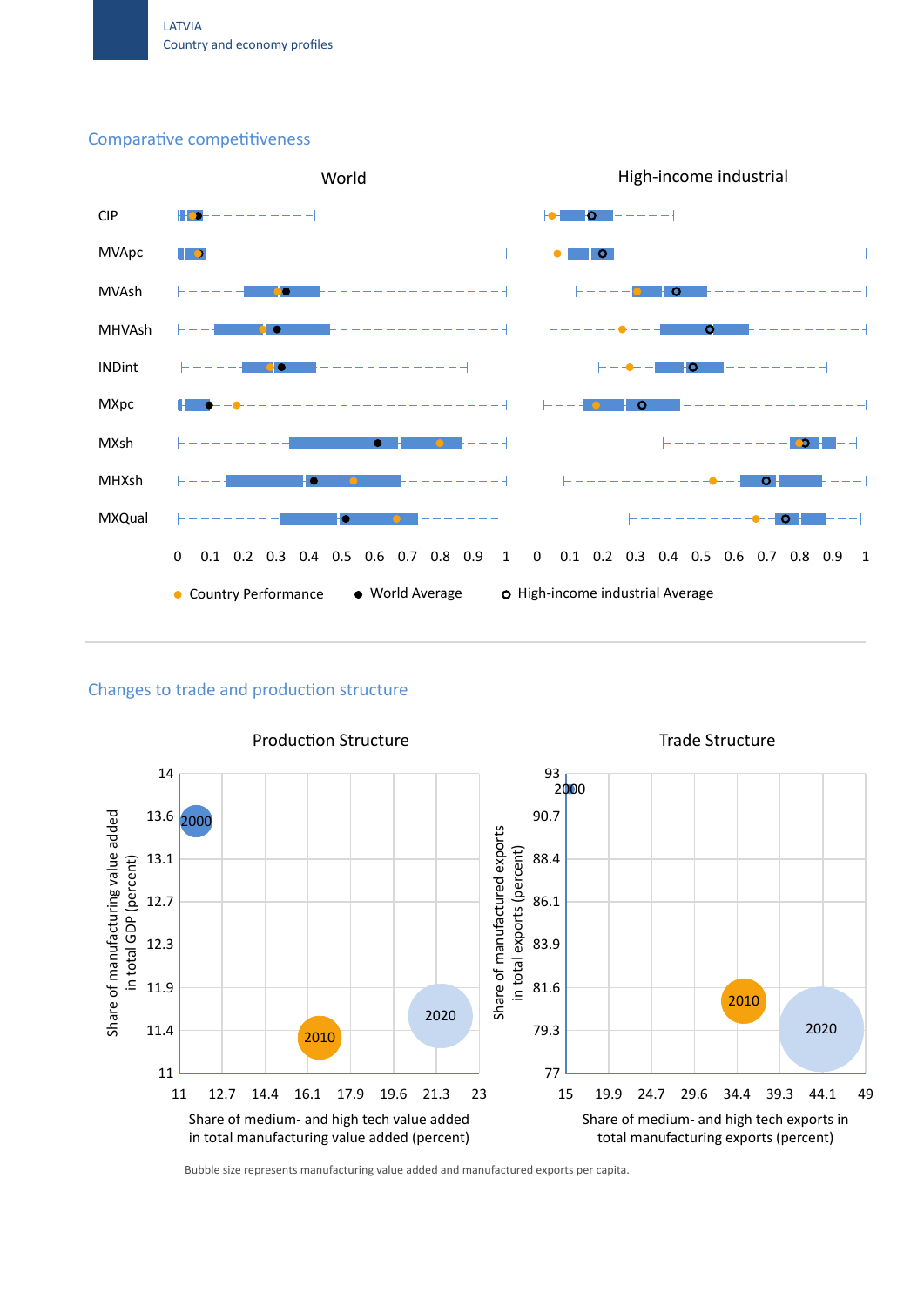## Comparative competitiveness

World

High-income industrial

CIP

MVApc

MVAsh

MHVAsh

INDint

MXpc

MXsh

MHXsh

MXQual

0 0.1 0.2 0.3 0.4 0.5 0.6 0.7 0.8 0.9 1

0 0.1 0.2 0.3 0.4 0.5 0.6 0.7 0.8 0.9 1

Country Performance

World Average

High-income industrial Average

## Changes to trade and production structure

Production Structure

Share of manufacturing value added in total GDP (percent)

14
13.6
13.1
12.7
12.3
11.9
11.4
11

11 12.7 14.4 16.1 17.9 19.6 21.3 23

Share of medium- and high tech value added in total manufacturing value added (percent)

2000
2010
2020

Trade Structure

Share of manufactured exports in total exports (percent)

93
90.7
88.4
86.1
83.9
81.6
79.3
77

15 19.9 24.7 29.6 34.4 39.3 44.1 49

Share of medium- and high tech exports in total manufacturing exports (percent)

2000
2010
2020

Bubble size represents manufacturing value added and manufactured exports per capita.